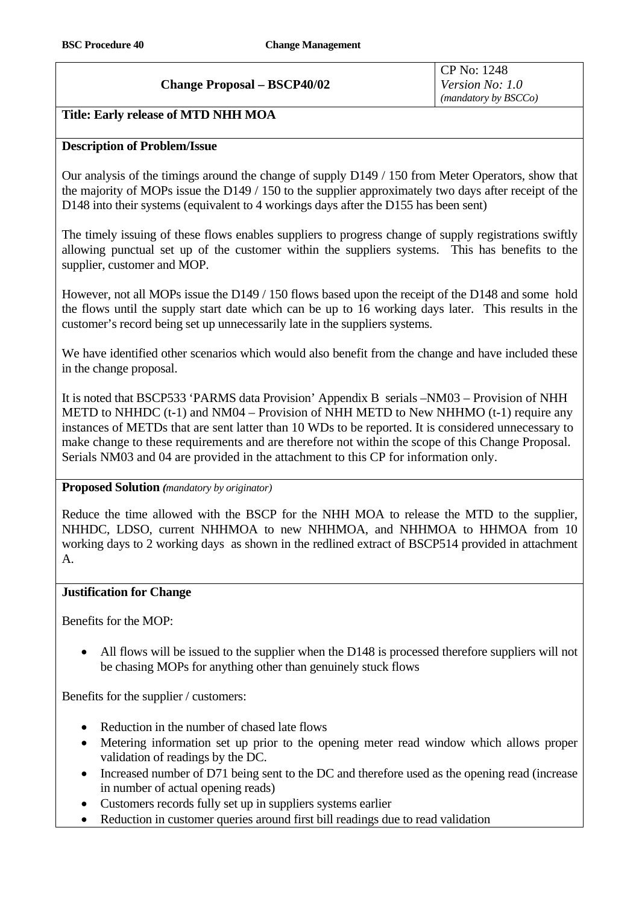| Change Proposal – BSCP40/02 | CP No: 1248<br>*Version No: 1.0*<br>*(mandatory by BSCCo)* |
|---|---|

**Title: Early release of MTD NHH MOA**

**Description of Problem/Issue**

Our analysis of the timings around the change of supply D149 / 150 from Meter Operators, show that the majority of MOPs issue the D149 / 150 to the supplier approximately two days after receipt of the D148 into their systems (equivalent to 4 workings days after the D155 has been sent)

The timely issuing of these flows enables suppliers to progress change of supply registrations swiftly allowing punctual set up of the customer within the suppliers systems. This has benefits to the supplier, customer and MOP.

However, not all MOPs issue the D149 / 150 flows based upon the receipt of the D148 and some hold the flows until the supply start date which can be up to 16 working days later. This results in the customer's record being set up unnecessarily late in the suppliers systems.

We have identified other scenarios which would also benefit from the change and have included these in the change proposal.

It is noted that BSCP533 'PARMS data Provision' Appendix B serials –NM03 – Provision of NHH METD to NHHDC (t-1) and NM04 – Provision of NHH METD to New NHHMO (t-1) require any instances of METDs that are sent latter than 10 WDs to be reported. It is considered unnecessary to make change to these requirements and are therefore not within the scope of this Change Proposal. Serials NM03 and 04 are provided in the attachment to this CP for information only.

**Proposed Solution** *(mandatory by originator)*

Reduce the time allowed with the BSCP for the NHH MOA to release the MTD to the supplier, NHHDC, LDSO, current NHHMOA to new NHHMOA, and NHHMOA to HHMOA from 10 working days to 2 working days as shown in the redlined extract of BSCP514 provided in attachment A.

**Justification for Change**

Benefits for the MOP:

- All flows will be issued to the supplier when the D148 is processed therefore suppliers will not be chasing MOPs for anything other than genuinely stuck flows

Benefits for the supplier / customers:

- Reduction in the number of chased late flows
- Metering information set up prior to the opening meter read window which allows proper validation of readings by the DC.
- Increased number of D71 being sent to the DC and therefore used as the opening read (increase in number of actual opening reads)
- Customers records fully set up in suppliers systems earlier
- Reduction in customer queries around first bill readings due to read validation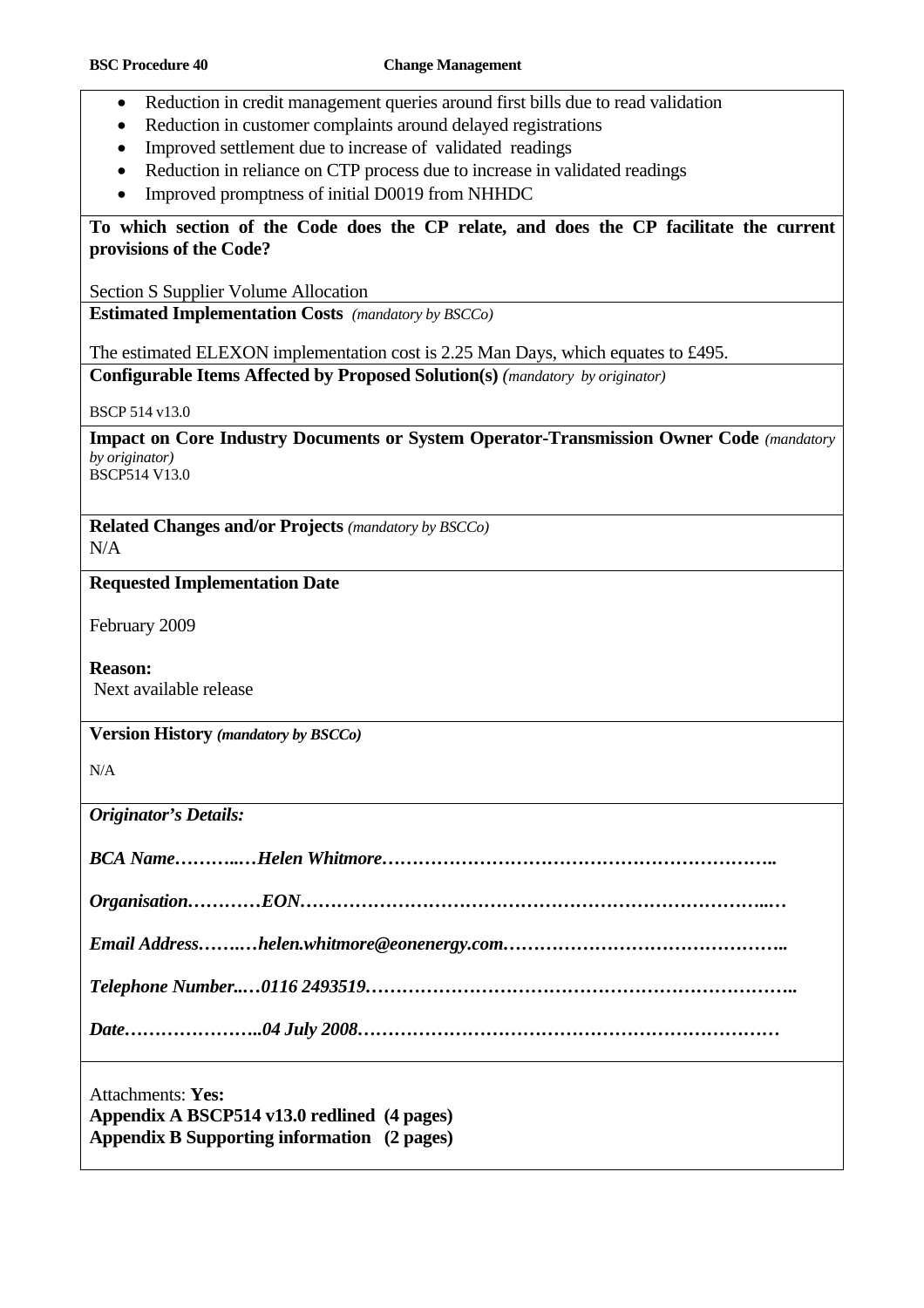- Reduction in credit management queries around first bills due to read validation
- Reduction in customer complaints around delayed registrations
- Improved settlement due to increase of validated readings
- Reduction in reliance on CTP process due to increase in validated readings
- Improved promptness of initial D0019 from NHHDC

**To which section of the Code does the CP relate, and does the CP facilitate the current provisions of the Code?**

Section S Supplier Volume Allocation

**Estimated Implementation Costs** *(mandatory by BSCCo)*

The estimated ELEXON implementation cost is 2.25 Man Days, which equates to £495.

**Configurable Items Affected by Proposed Solution(s)** *(mandatory by originator)*

BSCP 514 v13.0

**Impact on Core Industry Documents or System Operator-Transmission Owner Code** *(mandatory by originator)*

BSCP514 V13.0

**Related Changes and/or Projects** *(mandatory by BSCCo)*

N/A

**Requested Implementation Date**

February 2009

**Reason:**

Next available release

**Version History** ***(mandatory by BSCCo)***

N/A

***Originator's Details:***

***BCA Name………..…Helen Whitmore………………………………………………………..***

***Organisation…………EON………………………………………………………………..…***

***Email Address.……..…helen.whitmore@eonenergy.com.………………………………………..***

***Telephone Number..…0116 2493519……………………………………………………………..***

***Date…………………..04 July 2008……………………………………………………………***

Attachments: **Yes:**

**Appendix A BSCP514 v13.0 redlined (4 pages)**

**Appendix B Supporting information (2 pages)**